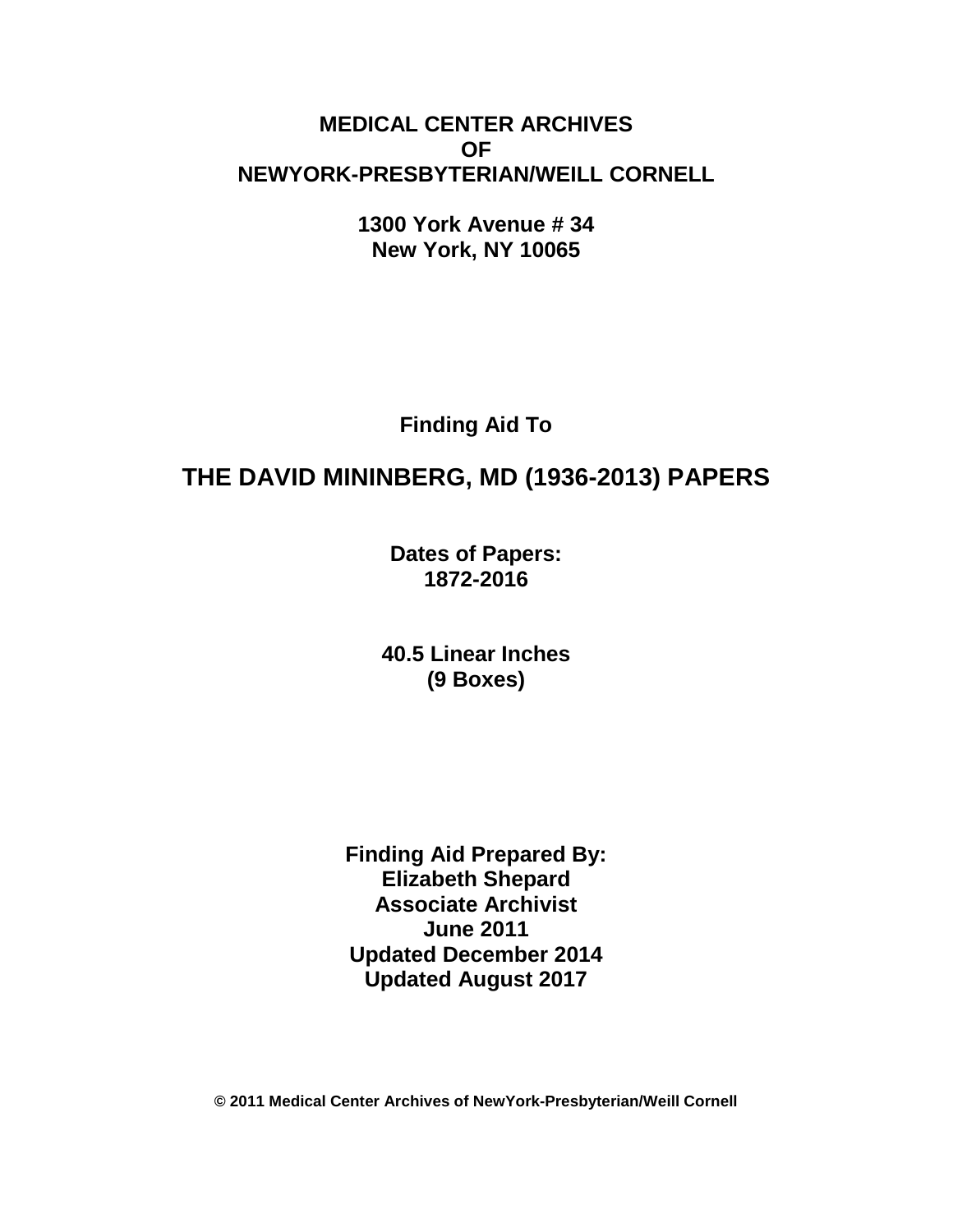**MEDICAL CENTER ARCHIVES**
**OF**
**NEWYORK-PRESBYTERIAN/WEILL CORNELL**

**1300 York Avenue # 34**
**New York, NY 10065**

**Finding Aid To**

# THE DAVID MININBERG, MD (1936-2013) PAPERS

**Dates of Papers:**
**1872-2016**

**40.5 Linear Inches**
**(9 Boxes)**

**Finding Aid Prepared By:**
**Elizabeth Shepard**
**Associate Archivist**
**June 2011**
**Updated December 2014**
**Updated August 2017**

**© 2011 Medical Center Archives of NewYork-Presbyterian/Weill Cornell**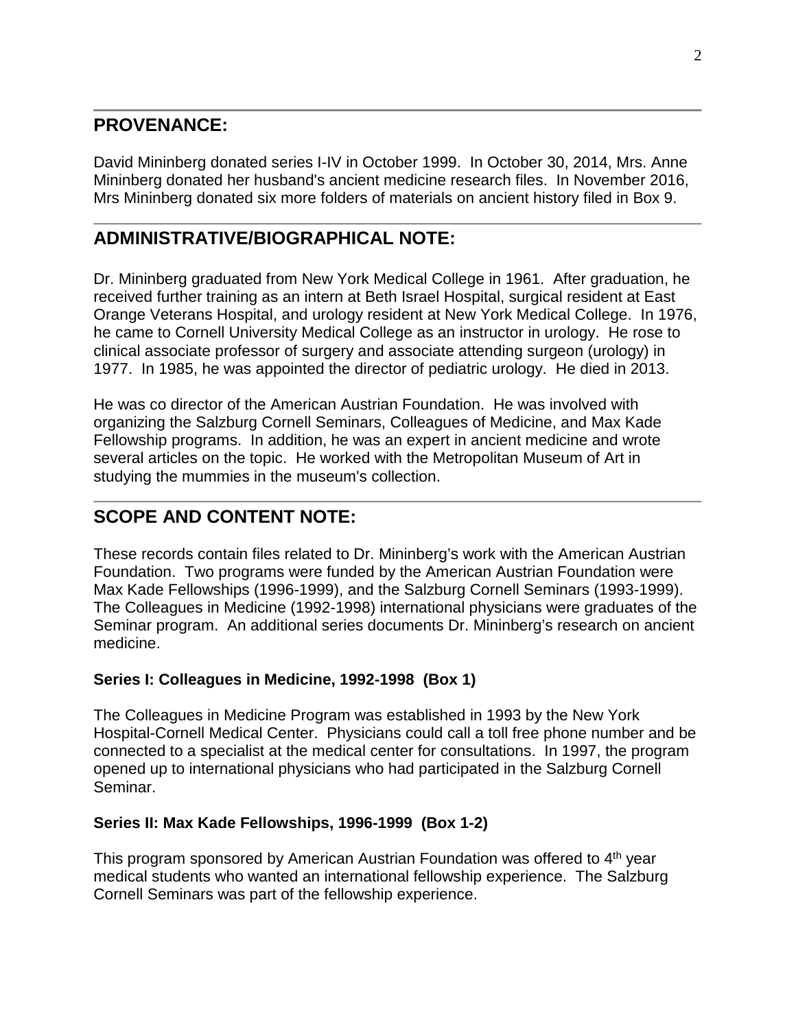## PROVENANCE:

David Mininberg donated series I-IV in October 1999. In October 30, 2014, Mrs. Anne Mininberg donated her husband's ancient medicine research files. In November 2016, Mrs Mininberg donated six more folders of materials on ancient history filed in Box 9.

## ADMINISTRATIVE/BIOGRAPHICAL NOTE:

Dr. Mininberg graduated from New York Medical College in 1961. After graduation, he received further training as an intern at Beth Israel Hospital, surgical resident at East Orange Veterans Hospital, and urology resident at New York Medical College. In 1976, he came to Cornell University Medical College as an instructor in urology. He rose to clinical associate professor of surgery and associate attending surgeon (urology) in 1977. In 1985, he was appointed the director of pediatric urology. He died in 2013.

He was co director of the American Austrian Foundation. He was involved with organizing the Salzburg Cornell Seminars, Colleagues of Medicine, and Max Kade Fellowship programs. In addition, he was an expert in ancient medicine and wrote several articles on the topic. He worked with the Metropolitan Museum of Art in studying the mummies in the museum's collection.

## SCOPE AND CONTENT NOTE:

These records contain files related to Dr. Mininberg's work with the American Austrian Foundation. Two programs were funded by the American Austrian Foundation were Max Kade Fellowships (1996-1999), and the Salzburg Cornell Seminars (1993-1999). The Colleagues in Medicine (1992-1998) international physicians were graduates of the Seminar program. An additional series documents Dr. Mininberg's research on ancient medicine.

**Series I: Colleagues in Medicine, 1992-1998 (Box 1)**

The Colleagues in Medicine Program was established in 1993 by the New York Hospital-Cornell Medical Center. Physicians could call a toll free phone number and be connected to a specialist at the medical center for consultations. In 1997, the program opened up to international physicians who had participated in the Salzburg Cornell Seminar.

**Series II: Max Kade Fellowships, 1996-1999 (Box 1-2)**

This program sponsored by American Austrian Foundation was offered to 4th year medical students who wanted an international fellowship experience. The Salzburg Cornell Seminars was part of the fellowship experience.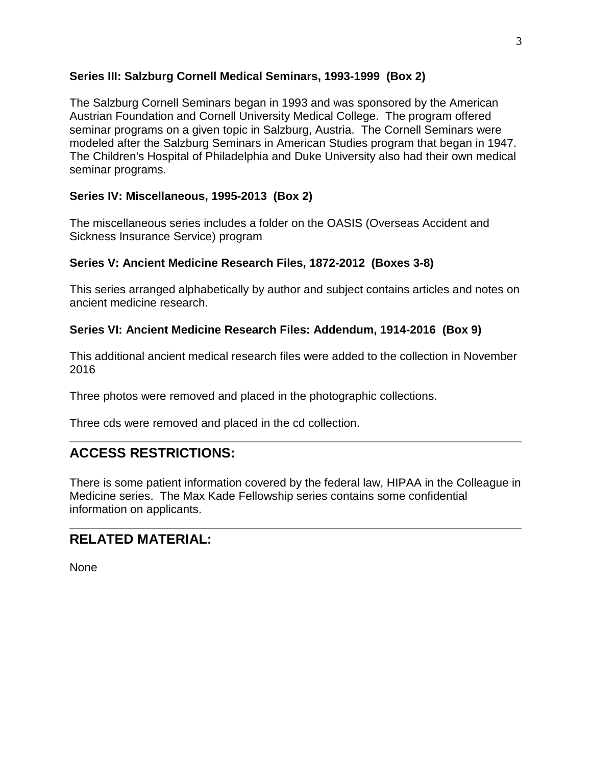### Series III: Salzburg Cornell Medical Seminars, 1993-1999 (Box 2)

The Salzburg Cornell Seminars began in 1993 and was sponsored by the American Austrian Foundation and Cornell University Medical College. The program offered seminar programs on a given topic in Salzburg, Austria. The Cornell Seminars were modeled after the Salzburg Seminars in American Studies program that began in 1947. The Children's Hospital of Philadelphia and Duke University also had their own medical seminar programs.

### Series IV: Miscellaneous, 1995-2013 (Box 2)

The miscellaneous series includes a folder on the OASIS (Overseas Accident and Sickness Insurance Service) program

### Series V: Ancient Medicine Research Files, 1872-2012 (Boxes 3-8)

This series arranged alphabetically by author and subject contains articles and notes on ancient medicine research.

### Series VI: Ancient Medicine Research Files: Addendum, 1914-2016 (Box 9)

This additional ancient medical research files were added to the collection in November 2016

Three photos were removed and placed in the photographic collections.

Three cds were removed and placed in the cd collection.

---

## ACCESS RESTRICTIONS:

There is some patient information covered by the federal law, HIPAA in the Colleague in Medicine series. The Max Kade Fellowship series contains some confidential information on applicants.

---

## RELATED MATERIAL:

None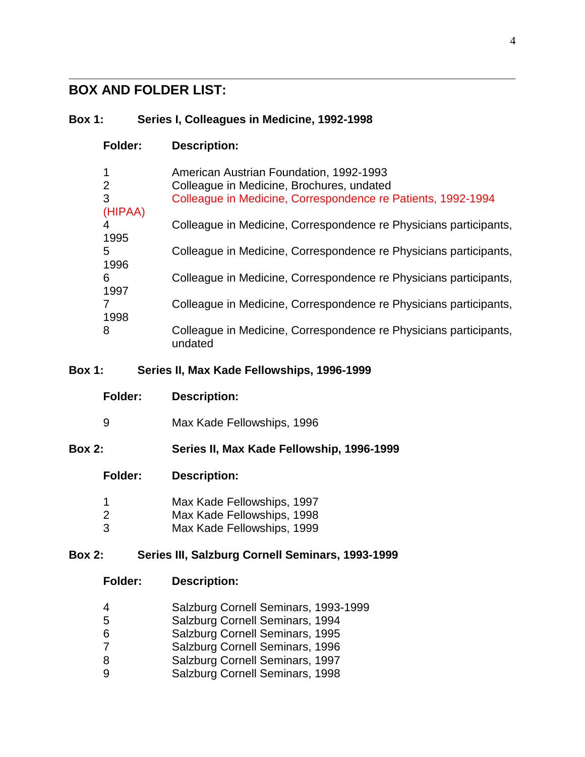## BOX AND FOLDER LIST:

### Box 1: Series I, Colleagues in Medicine, 1992-1998

| Folder: | Description: |
|---|---|
| 1 | American Austrian Foundation, 1992-1993 |
| 2 | Colleague in Medicine, Brochures, undated |
| 3 (HIPAA) | Colleague in Medicine, Correspondence re Patients, 1992-1994 |
| 4 | Colleague in Medicine, Correspondence re Physicians participants, 1995 |
| 5 | Colleague in Medicine, Correspondence re Physicians participants, 1996 |
| 6 | Colleague in Medicine, Correspondence re Physicians participants, 1997 |
| 7 | Colleague in Medicine, Correspondence re Physicians participants, 1998 |
| 8 | Colleague in Medicine, Correspondence re Physicians participants, undated |

### Box 1: Series II, Max Kade Fellowships, 1996-1999

| Folder: | Description: |
|---|---|
| 9 | Max Kade Fellowships, 1996 |

### Box 2: Series II, Max Kade Fellowship, 1996-1999

| Folder: | Description: |
|---|---|
| 1 | Max Kade Fellowships, 1997 |
| 2 | Max Kade Fellowships, 1998 |
| 3 | Max Kade Fellowships, 1999 |

### Box 2: Series III, Salzburg Cornell Seminars, 1993-1999

| Folder: | Description: |
|---|---|
| 4 | Salzburg Cornell Seminars, 1993-1999 |
| 5 | Salzburg Cornell Seminars, 1994 |
| 6 | Salzburg Cornell Seminars, 1995 |
| 7 | Salzburg Cornell Seminars, 1996 |
| 8 | Salzburg Cornell Seminars, 1997 |
| 9 | Salzburg Cornell Seminars, 1998 |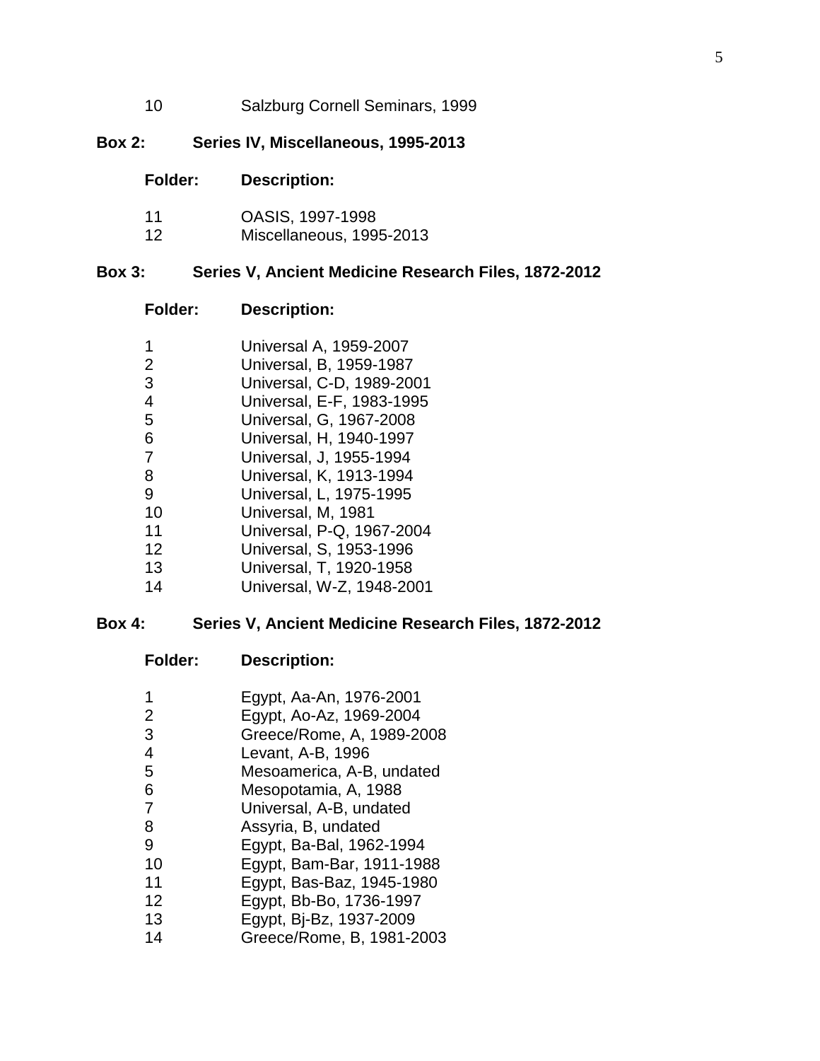| Folder | Description |
|---|---|
| 10 | Salzburg Cornell Seminars, 1999 |

**Box 2: Series IV, Miscellaneous, 1995-2013**

| Folder: | Description: |
|---|---|
| 11 | OASIS, 1997-1998 |
| 12 | Miscellaneous, 1995-2013 |

**Box 3: Series V, Ancient Medicine Research Files, 1872-2012**

| Folder: | Description: |
|---|---|
| 1 | Universal A, 1959-2007 |
| 2 | Universal, B, 1959-1987 |
| 3 | Universal, C-D, 1989-2001 |
| 4 | Universal, E-F, 1983-1995 |
| 5 | Universal, G, 1967-2008 |
| 6 | Universal, H, 1940-1997 |
| 7 | Universal, J, 1955-1994 |
| 8 | Universal, K, 1913-1994 |
| 9 | Universal, L, 1975-1995 |
| 10 | Universal, M, 1981 |
| 11 | Universal, P-Q, 1967-2004 |
| 12 | Universal, S, 1953-1996 |
| 13 | Universal, T, 1920-1958 |
| 14 | Universal, W-Z, 1948-2001 |

**Box 4: Series V, Ancient Medicine Research Files, 1872-2012**

| Folder: | Description: |
|---|---|
| 1 | Egypt, Aa-An, 1976-2001 |
| 2 | Egypt, Ao-Az, 1969-2004 |
| 3 | Greece/Rome, A, 1989-2008 |
| 4 | Levant, A-B, 1996 |
| 5 | Mesoamerica, A-B, undated |
| 6 | Mesopotamia, A, 1988 |
| 7 | Universal, A-B, undated |
| 8 | Assyria, B, undated |
| 9 | Egypt, Ba-Bal, 1962-1994 |
| 10 | Egypt, Bam-Bar, 1911-1988 |
| 11 | Egypt, Bas-Baz, 1945-1980 |
| 12 | Egypt, Bb-Bo, 1736-1997 |
| 13 | Egypt, Bj-Bz, 1937-2009 |
| 14 | Greece/Rome, B, 1981-2003 |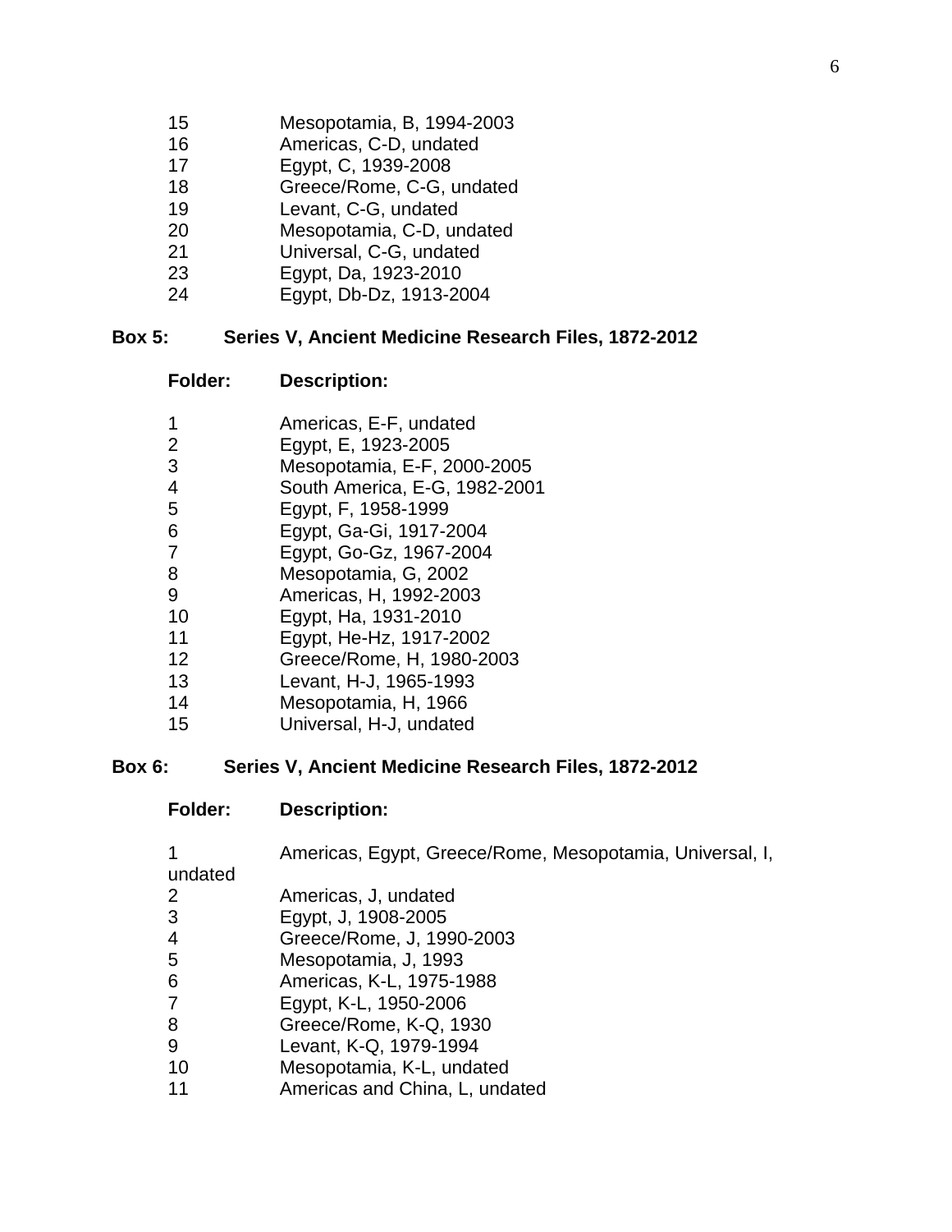| Folder | Description |
| --- | --- |
| 15 | Mesopotamia, B, 1994-2003 |
| 16 | Americas, C-D, undated |
| 17 | Egypt, C, 1939-2008 |
| 18 | Greece/Rome, C-G, undated |
| 19 | Levant, C-G, undated |
| 20 | Mesopotamia, C-D, undated |
| 21 | Universal, C-G, undated |
| 23 | Egypt, Da, 1923-2010 |
| 24 | Egypt, Db-Dz, 1913-2004 |

**Box 5: Series V, Ancient Medicine Research Files, 1872-2012**

| **Folder:** | **Description:** |
| --- | --- |
| 1 | Americas, E-F, undated |
| 2 | Egypt, E, 1923-2005 |
| 3 | Mesopotamia, E-F, 2000-2005 |
| 4 | South America, E-G, 1982-2001 |
| 5 | Egypt, F, 1958-1999 |
| 6 | Egypt, Ga-Gi, 1917-2004 |
| 7 | Egypt, Go-Gz, 1967-2004 |
| 8 | Mesopotamia, G, 2002 |
| 9 | Americas, H, 1992-2003 |
| 10 | Egypt, Ha, 1931-2010 |
| 11 | Egypt, He-Hz, 1917-2002 |
| 12 | Greece/Rome, H, 1980-2003 |
| 13 | Levant, H-J, 1965-1993 |
| 14 | Mesopotamia, H, 1966 |
| 15 | Universal, H-J, undated |

**Box 6: Series V, Ancient Medicine Research Files, 1872-2012**

| **Folder:** | **Description:** |
| --- | --- |
| 1 | Americas, Egypt, Greece/Rome, Mesopotamia, Universal, I, undated |
| 2 | Americas, J, undated |
| 3 | Egypt, J, 1908-2005 |
| 4 | Greece/Rome, J, 1990-2003 |
| 5 | Mesopotamia, J, 1993 |
| 6 | Americas, K-L, 1975-1988 |
| 7 | Egypt, K-L, 1950-2006 |
| 8 | Greece/Rome, K-Q, 1930 |
| 9 | Levant, K-Q, 1979-1994 |
| 10 | Mesopotamia, K-L, undated |
| 11 | Americas and China, L, undated |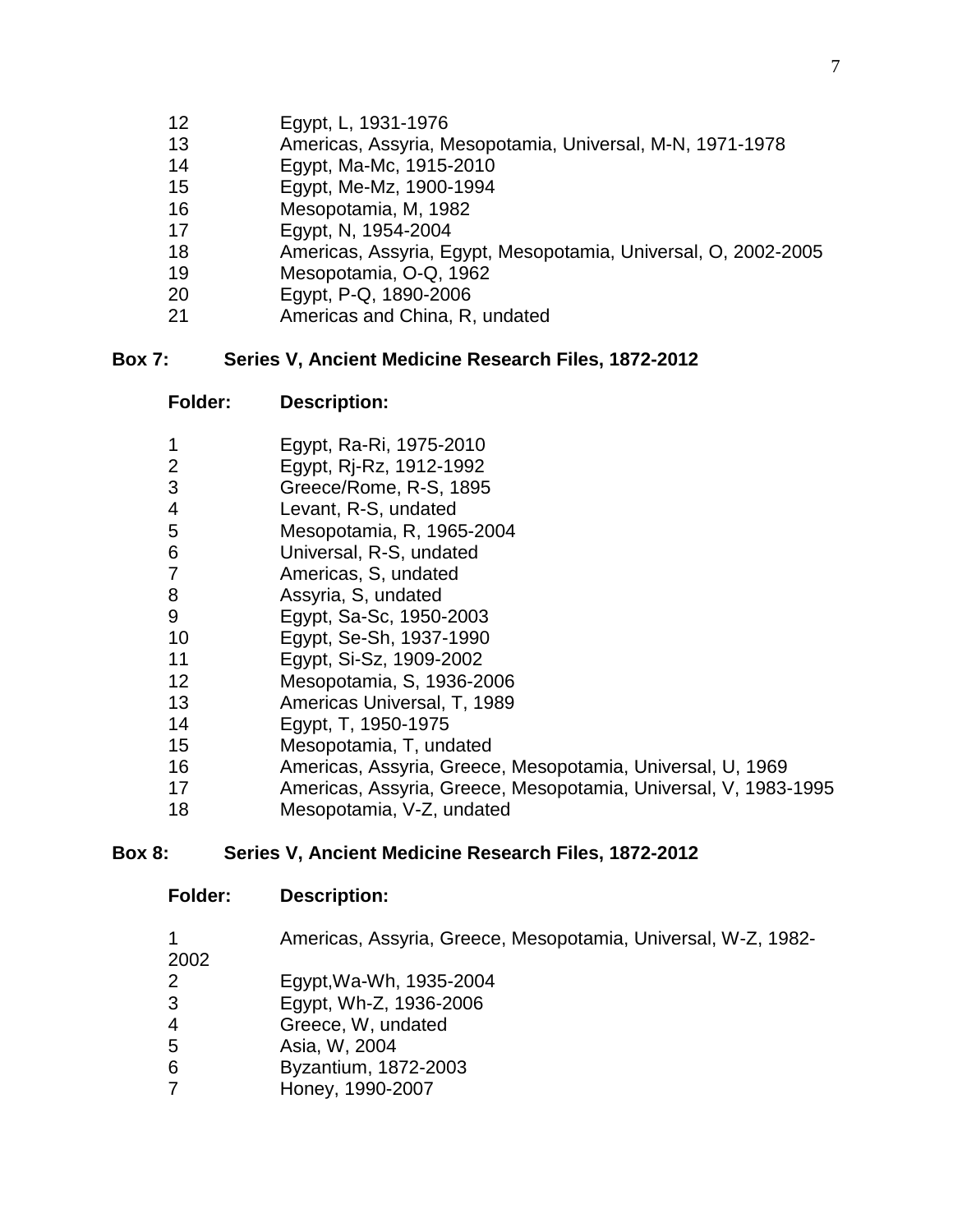| Folder | Description |
|---|---|
| 12 | Egypt, L, 1931-1976 |
| 13 | Americas, Assyria, Mesopotamia, Universal, M-N, 1971-1978 |
| 14 | Egypt, Ma-Mc, 1915-2010 |
| 15 | Egypt, Me-Mz, 1900-1994 |
| 16 | Mesopotamia, M, 1982 |
| 17 | Egypt, N, 1954-2004 |
| 18 | Americas, Assyria, Egypt, Mesopotamia, Universal, O, 2002-2005 |
| 19 | Mesopotamia, O-Q, 1962 |
| 20 | Egypt, P-Q, 1890-2006 |
| 21 | Americas and China, R, undated |

## Box 7: Series V, Ancient Medicine Research Files, 1872-2012

| Folder: | Description: |
|---|---|
| 1 | Egypt, Ra-Ri, 1975-2010 |
| 2 | Egypt, Rj-Rz, 1912-1992 |
| 3 | Greece/Rome, R-S, 1895 |
| 4 | Levant, R-S, undated |
| 5 | Mesopotamia, R, 1965-2004 |
| 6 | Universal, R-S, undated |
| 7 | Americas, S, undated |
| 8 | Assyria, S, undated |
| 9 | Egypt, Sa-Sc, 1950-2003 |
| 10 | Egypt, Se-Sh, 1937-1990 |
| 11 | Egypt, Si-Sz, 1909-2002 |
| 12 | Mesopotamia, S, 1936-2006 |
| 13 | Americas Universal, T, 1989 |
| 14 | Egypt, T, 1950-1975 |
| 15 | Mesopotamia, T, undated |
| 16 | Americas, Assyria, Greece, Mesopotamia, Universal, U, 1969 |
| 17 | Americas, Assyria, Greece, Mesopotamia, Universal, V, 1983-1995 |
| 18 | Mesopotamia, V-Z, undated |

## Box 8: Series V, Ancient Medicine Research Files, 1872-2012

| Folder: | Description: |
|---|---|
| 1 | Americas, Assyria, Greece, Mesopotamia, Universal, W-Z, 1982-2002 |
| 2 | Egypt,Wa-Wh, 1935-2004 |
| 3 | Egypt, Wh-Z, 1936-2006 |
| 4 | Greece, W, undated |
| 5 | Asia, W, 2004 |
| 6 | Byzantium, 1872-2003 |
| 7 | Honey, 1990-2007 |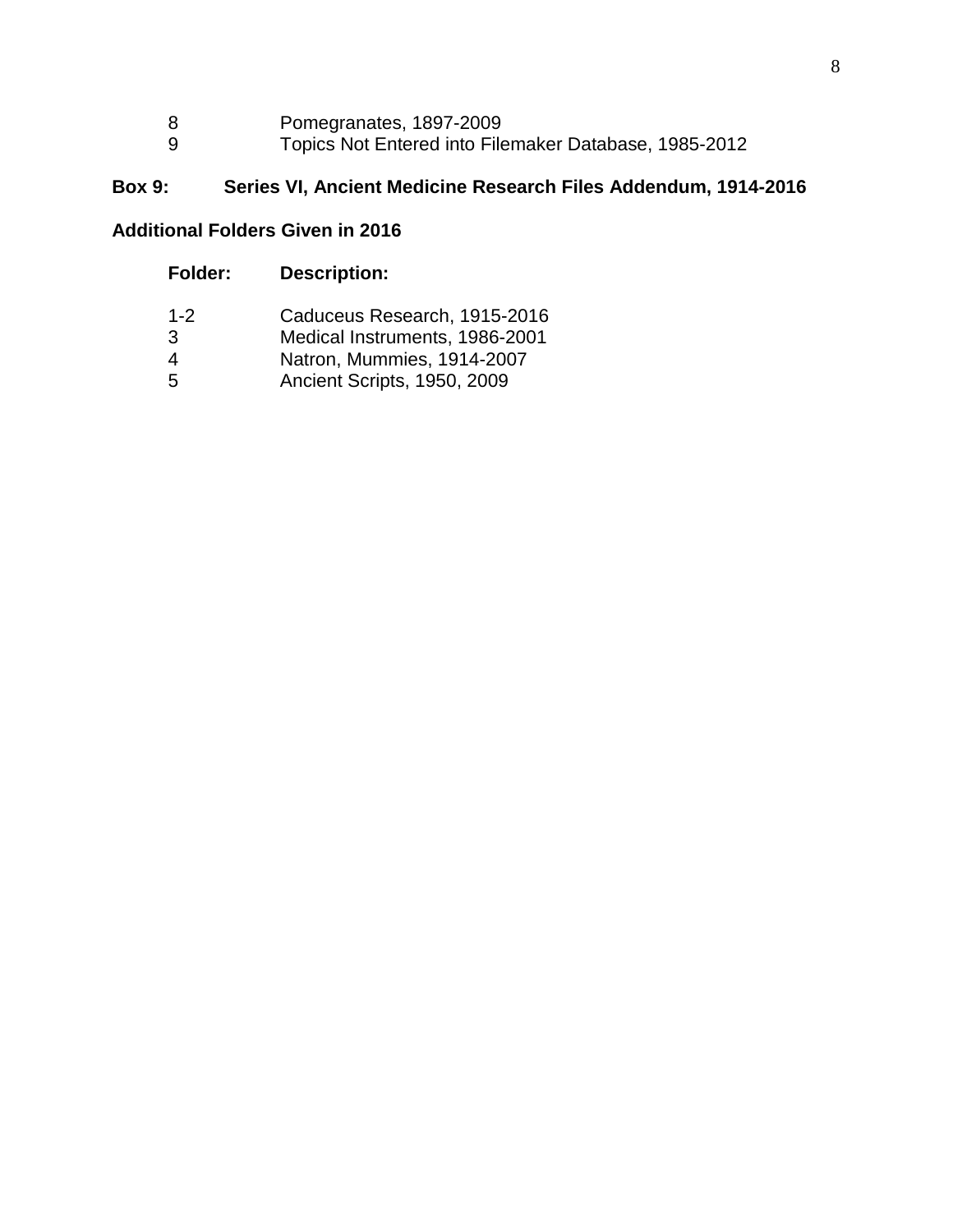| | |
|---|---|
| 8 | Pomegranates, 1897-2009 |
| 9 | Topics Not Entered into Filemaker Database, 1985-2012 |

**Box 9: Series VI, Ancient Medicine Research Files Addendum, 1914-2016**

**Additional Folders Given in 2016**

| **Folder:** | **Description:** |
|---|---|
| 1-2 | Caduceus Research, 1915-2016 |
| 3 | Medical Instruments, 1986-2001 |
| 4 | Natron, Mummies, 1914-2007 |
| 5 | Ancient Scripts, 1950, 2009 |